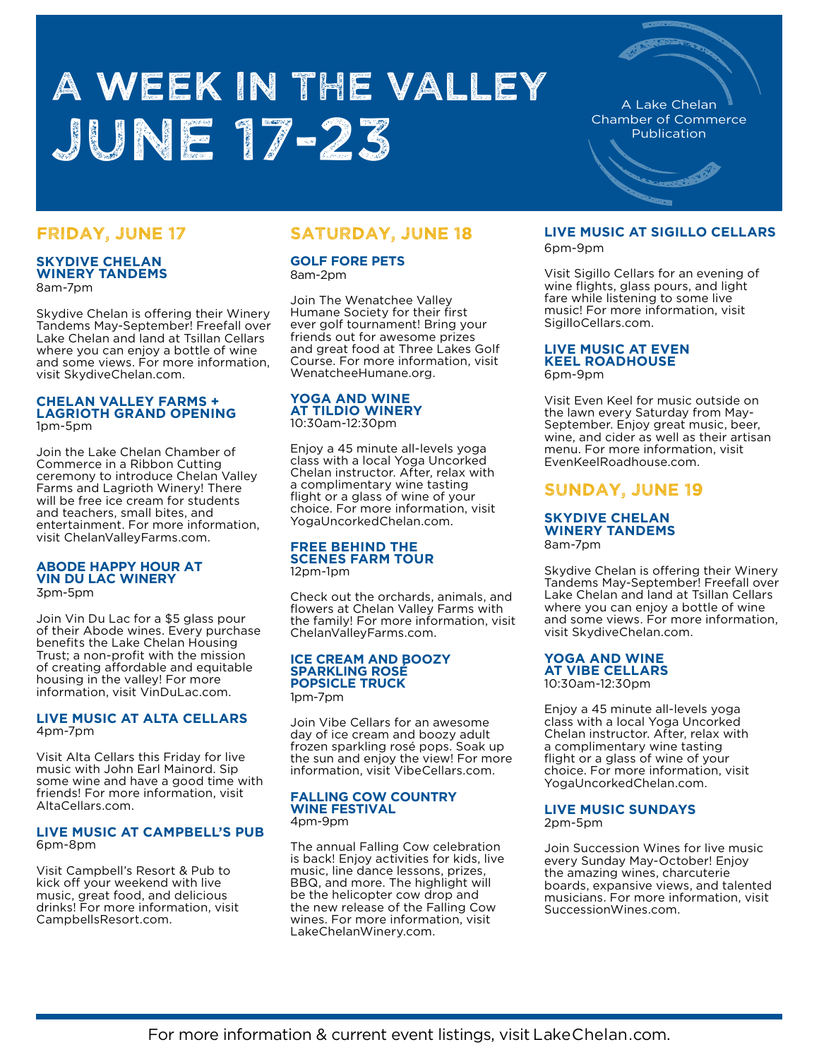# A WEEK IN THE VALLEY JUNE 17-23

A Lake Chelan Chamber of Commerce Publication

## FRIDAY, JUNE 17

### SKYDIVE CHELAN WINERY TANDEMS

8am-7pm

Skydive Chelan is offering their Winery Tandems May-September! Freefall over Lake Chelan and land at Tsillan Cellars where you can enjoy a bottle of wine and some views. For more information, visit SkydiveChelan.com.

### CHELAN VALLEY FARMS + LAGRIOTH GRAND OPENING

1pm-5pm

Join the Lake Chelan Chamber of Commerce in a Ribbon Cutting ceremony to introduce Chelan Valley Farms and Lagrioth Winery! There will be free ice cream for students and teachers, small bites, and entertainment. For more information, visit ChelanValleyFarms.com.

### ABODE HAPPY HOUR AT VIN DU LAC WINERY

3pm-5pm

Join Vin Du Lac for a $5 glass pour of their Abode wines. Every purchase benefits the Lake Chelan Housing Trust; a non-profit with the mission of creating affordable and equitable housing in the valley! For more information, visit VinDuLac.com.

### LIVE MUSIC AT ALTA CELLARS

4pm-7pm

Visit Alta Cellars this Friday for live music with John Earl Mainord. Sip some wine and have a good time with friends! For more information, visit AltaCellars.com.

### LIVE MUSIC AT CAMPBELL'S PUB

6pm-8pm

Visit Campbell's Resort & Pub to kick off your weekend with live music, great food, and delicious drinks! For more information, visit CampbellsResort.com.

## SATURDAY, JUNE 18

### GOLF FORE PETS

8am-2pm

Join The Wenatchee Valley Humane Society for their first ever golf tournament! Bring your friends out for awesome prizes and great food at Three Lakes Golf Course. For more information, visit WenatcheeHumane.org.

### YOGA AND WINE AT TILDIO WINERY

10:30am-12:30pm

Enjoy a 45 minute all-levels yoga class with a local Yoga Uncorked Chelan instructor. After, relax with a complimentary wine tasting flight or a glass of wine of your choice. For more information, visit YogaUncorkedChelan.com.

### FREE BEHIND THE SCENES FARM TOUR

12pm-1pm

Check out the orchards, animals, and flowers at Chelan Valley Farms with the family! For more information, visit ChelanValleyFarms.com.

### ICE CREAM AND BOOZY SPARKLING ROSÉ POPSICLE TRUCK

1pm-7pm

Join Vibe Cellars for an awesome day of ice cream and boozy adult frozen sparkling rosé pops. Soak up the sun and enjoy the view! For more information, visit VibeCellars.com.

### FALLING COW COUNTRY WINE FESTIVAL

4pm-9pm

The annual Falling Cow celebration is back! Enjoy activities for kids, live music, line dance lessons, prizes, BBQ, and more. The highlight will be the helicopter cow drop and the new release of the Falling Cow wines. For more information, visit LakeChelanWinery.com.

### LIVE MUSIC AT SIGILLO CELLARS

6pm-9pm

Visit Sigillo Cellars for an evening of wine flights, glass pours, and light fare while listening to some live music! For more information, visit SigilloCellars.com.

### LIVE MUSIC AT EVEN KEEL ROADHOUSE

6pm-9pm

Visit Even Keel for music outside on the lawn every Saturday from May-September. Enjoy great music, beer, wine, and cider as well as their artisan menu. For more information, visit EvenKeelRoadhouse.com.

## SUNDAY, JUNE 19

### SKYDIVE CHELAN WINERY TANDEMS

8am-7pm

Skydive Chelan is offering their Winery Tandems May-September! Freefall over Lake Chelan and land at Tsillan Cellars where you can enjoy a bottle of wine and some views. For more information, visit SkydiveChelan.com.

### YOGA AND WINE AT VIBE CELLARS

10:30am-12:30pm

Enjoy a 45 minute all-levels yoga class with a local Yoga Uncorked Chelan instructor. After, relax with a complimentary wine tasting flight or a glass of wine of your choice. For more information, visit YogaUncorkedChelan.com.

### LIVE MUSIC SUNDAYS

2pm-5pm

Join Succession Wines for live music every Sunday May-October! Enjoy the amazing wines, charcuterie boards, expansive views, and talented musicians. For more information, visit SuccessionWines.com.

For more information & current event listings, visit LakeChelan.com.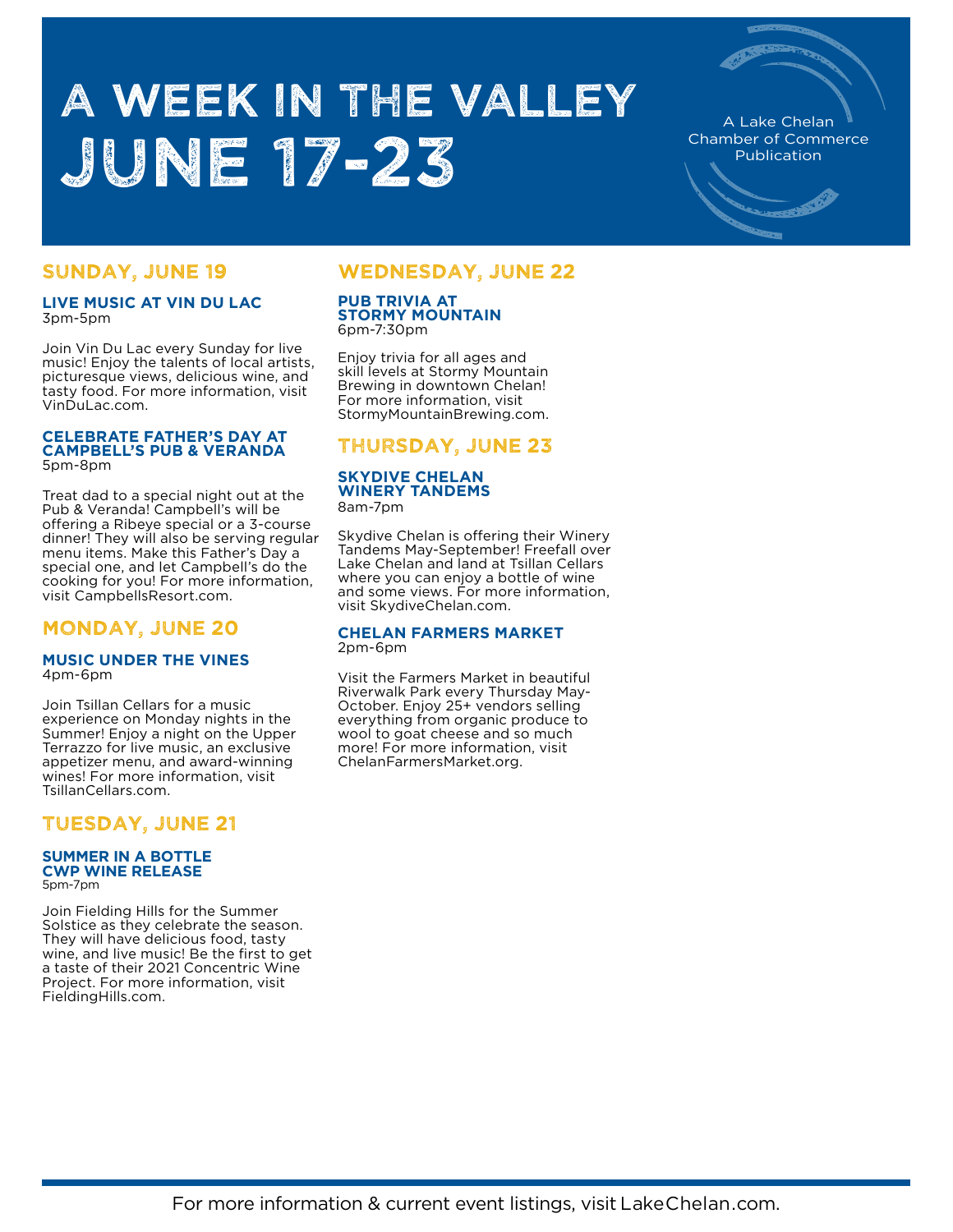# A WEEK IN THE VALLEY
# JUNE 17-23

A Lake Chelan Chamber of Commerce Publication

## SUNDAY, JUNE 19

### LIVE MUSIC AT VIN DU LAC
3pm-5pm

Join Vin Du Lac every Sunday for live music! Enjoy the talents of local artists, picturesque views, delicious wine, and tasty food. For more information, visit VinDuLac.com.

### CELEBRATE FATHER'S DAY AT CAMPBELL'S PUB & VERANDA
5pm-8pm

Treat dad to a special night out at the Pub & Veranda! Campbell's will be offering a Ribeye special or a 3-course dinner! They will also be serving regular menu items. Make this Father's Day a special one, and let Campbell's do the cooking for you! For more information, visit CampbellsResort.com.

## MONDAY, JUNE 20

### MUSIC UNDER THE VINES
4pm-6pm

Join Tsillan Cellars for a music experience on Monday nights in the Summer! Enjoy a night on the Upper Terrazzo for live music, an exclusive appetizer menu, and award-winning wines! For more information, visit TsillanCellars.com.

## TUESDAY, JUNE 21

### SUMMER IN A BOTTLE CWP WINE RELEASE
5pm-7pm

Join Fielding Hills for the Summer Solstice as they celebrate the season. They will have delicious food, tasty wine, and live music! Be the first to get a taste of their 2021 Concentric Wine Project. For more information, visit FieldingHills.com.

## WEDNESDAY, JUNE 22

### PUB TRIVIA AT STORMY MOUNTAIN
6pm-7:30pm

Enjoy trivia for all ages and skill levels at Stormy Mountain Brewing in downtown Chelan! For more information, visit StormyMountainBrewing.com.

## THURSDAY, JUNE 23

### SKYDIVE CHELAN WINERY TANDEMS
8am-7pm

Skydive Chelan is offering their Winery Tandems May-September! Freefall over Lake Chelan and land at Tsillan Cellars where you can enjoy a bottle of wine and some views. For more information, visit SkydiveChelan.com.

### CHELAN FARMERS MARKET
2pm-6pm

Visit the Farmers Market in beautiful Riverwalk Park every Thursday May-October. Enjoy 25+ vendors selling everything from organic produce to wool to goat cheese and so much more! For more information, visit ChelanFarmersMarket.org.

For more information & current event listings, visit LakeChelan.com.